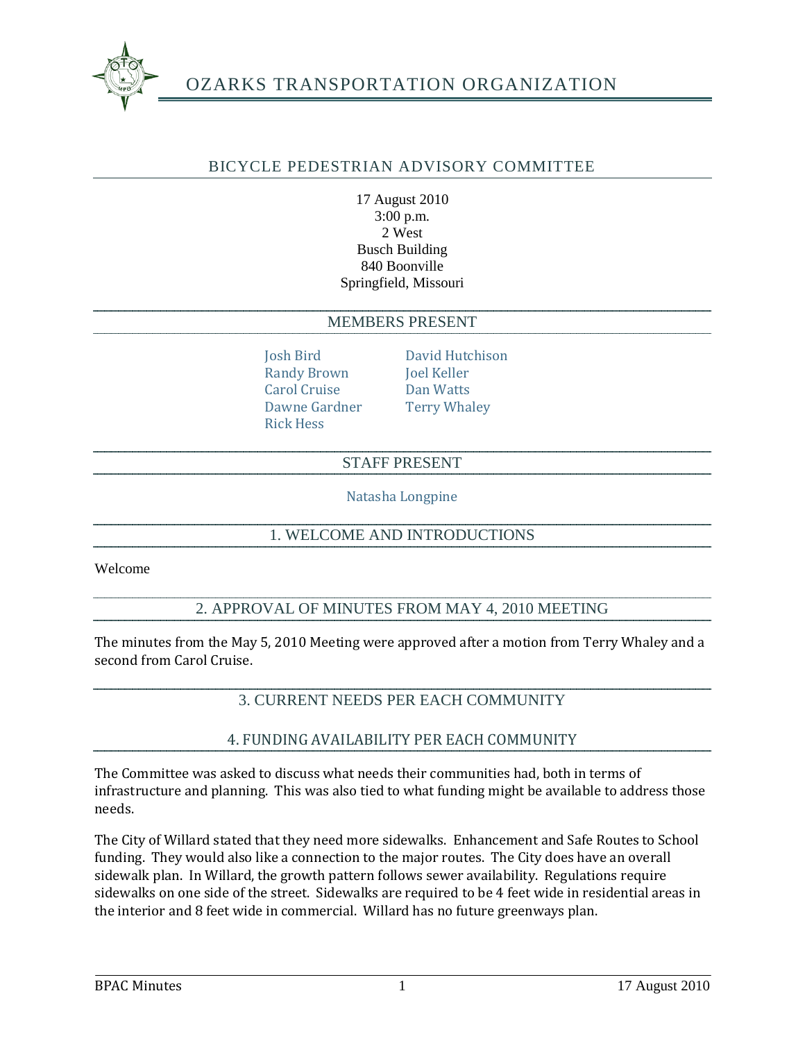# OZARKS TRANSPORTATION ORGANIZATION

## BICYCLE PEDESTRIAN ADVISORY COMMITTEE

17 August 2010
3:00 p.m.
2 West
Busch Building
840 Boonville
Springfield, Missouri

### MEMBERS PRESENT

Josh Bird
Randy Brown
Carol Cruise
Dawne Gardner
Rick Hess
David Hutchison
Joel Keller
Dan Watts
Terry Whaley

### STAFF PRESENT

Natasha Longpine

### 1. WELCOME AND INTRODUCTIONS

Welcome

### 2. APPROVAL OF MINUTES FROM MAY 4, 2010 MEETING

The minutes from the May 5, 2010 Meeting were approved after a motion from Terry Whaley and a second from Carol Cruise.

### 3. CURRENT NEEDS PER EACH COMMUNITY

### 4. FUNDING AVAILABILITY PER EACH COMMUNITY

The Committee was asked to discuss what needs their communities had, both in terms of infrastructure and planning. This was also tied to what funding might be available to address those needs.

The City of Willard stated that they need more sidewalks. Enhancement and Safe Routes to School funding. They would also like a connection to the major routes. The City does have an overall sidewalk plan. In Willard, the growth pattern follows sewer availability. Regulations require sidewalks on one side of the street. Sidewalks are required to be 4 feet wide in residential areas in the interior and 8 feet wide in commercial. Willard has no future greenways plan.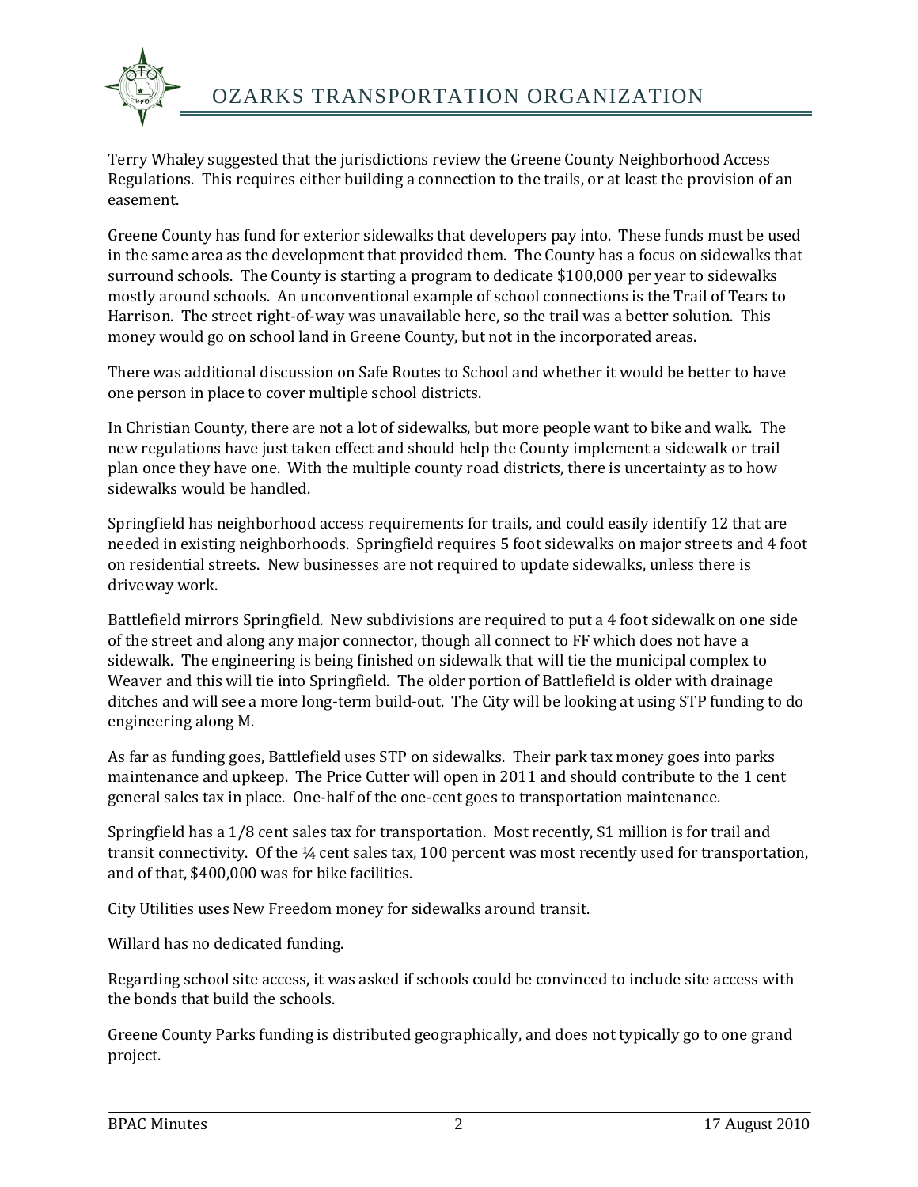Terry Whaley suggested that the jurisdictions review the Greene County Neighborhood Access Regulations. This requires either building a connection to the trails, or at least the provision of an easement.

Greene County has fund for exterior sidewalks that developers pay into. These funds must be used in the same area as the development that provided them. The County has a focus on sidewalks that surround schools. The County is starting a program to dedicate $100,000 per year to sidewalks mostly around schools. An unconventional example of school connections is the Trail of Tears to Harrison. The street right-of-way was unavailable here, so the trail was a better solution. This money would go on school land in Greene County, but not in the incorporated areas.

There was additional discussion on Safe Routes to School and whether it would be better to have one person in place to cover multiple school districts.

In Christian County, there are not a lot of sidewalks, but more people want to bike and walk. The new regulations have just taken effect and should help the County implement a sidewalk or trail plan once they have one. With the multiple county road districts, there is uncertainty as to how sidewalks would be handled.

Springfield has neighborhood access requirements for trails, and could easily identify 12 that are needed in existing neighborhoods. Springfield requires 5 foot sidewalks on major streets and 4 foot on residential streets. New businesses are not required to update sidewalks, unless there is driveway work.

Battlefield mirrors Springfield. New subdivisions are required to put a 4 foot sidewalk on one side of the street and along any major connector, though all connect to FF which does not have a sidewalk. The engineering is being finished on sidewalk that will tie the municipal complex to Weaver and this will tie into Springfield. The older portion of Battlefield is older with drainage ditches and will see a more long-term build-out. The City will be looking at using STP funding to do engineering along M.

As far as funding goes, Battlefield uses STP on sidewalks. Their park tax money goes into parks maintenance and upkeep. The Price Cutter will open in 2011 and should contribute to the 1 cent general sales tax in place. One-half of the one-cent goes to transportation maintenance.

Springfield has a 1/8 cent sales tax for transportation. Most recently, $1 million is for trail and transit connectivity. Of the ¼ cent sales tax, 100 percent was most recently used for transportation, and of that, $400,000 was for bike facilities.

City Utilities uses New Freedom money for sidewalks around transit.

Willard has no dedicated funding.

Regarding school site access, it was asked if schools could be convinced to include site access with the bonds that build the schools.

Greene County Parks funding is distributed geographically, and does not typically go to one grand project.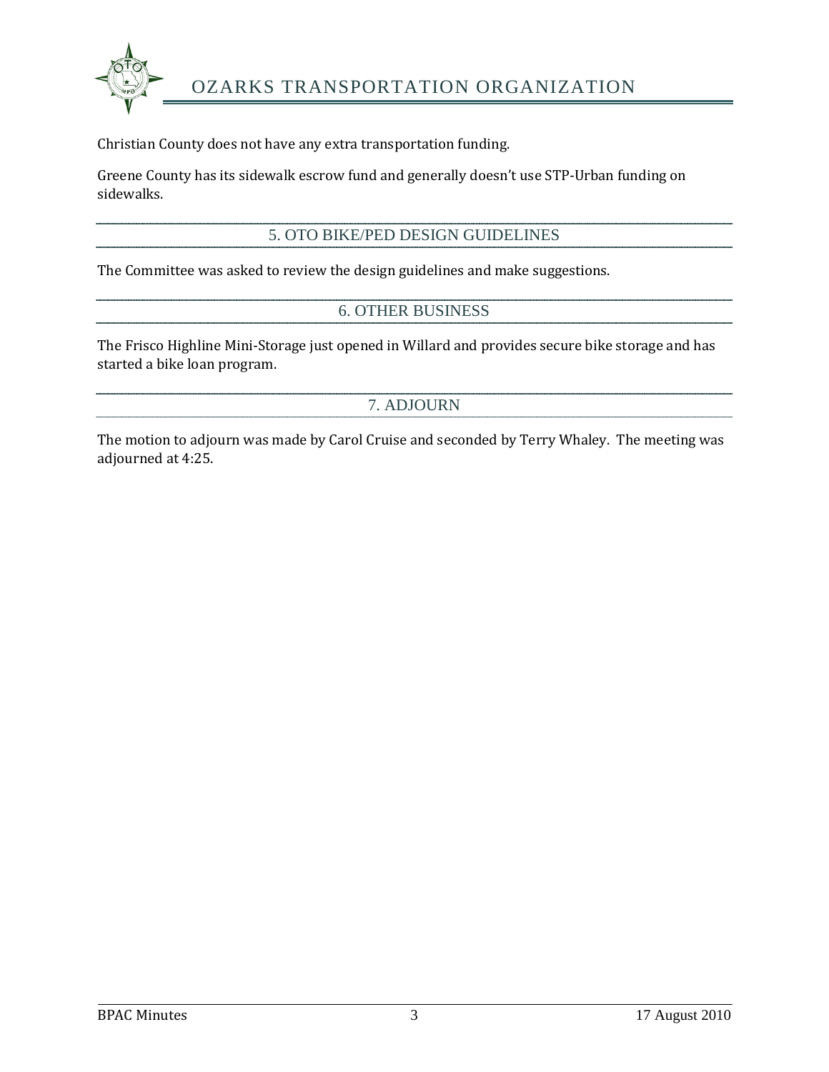Christian County does not have any extra transportation funding.

Greene County has its sidewalk escrow fund and generally doesn't use STP-Urban funding on sidewalks.

## 5. OTO BIKE/PED DESIGN GUIDELINES

The Committee was asked to review the design guidelines and make suggestions.

## 6. OTHER BUSINESS

The Frisco Highline Mini-Storage just opened in Willard and provides secure bike storage and has started a bike loan program.

## 7. ADJOURN

The motion to adjourn was made by Carol Cruise and seconded by Terry Whaley. The meeting was adjourned at 4:25.